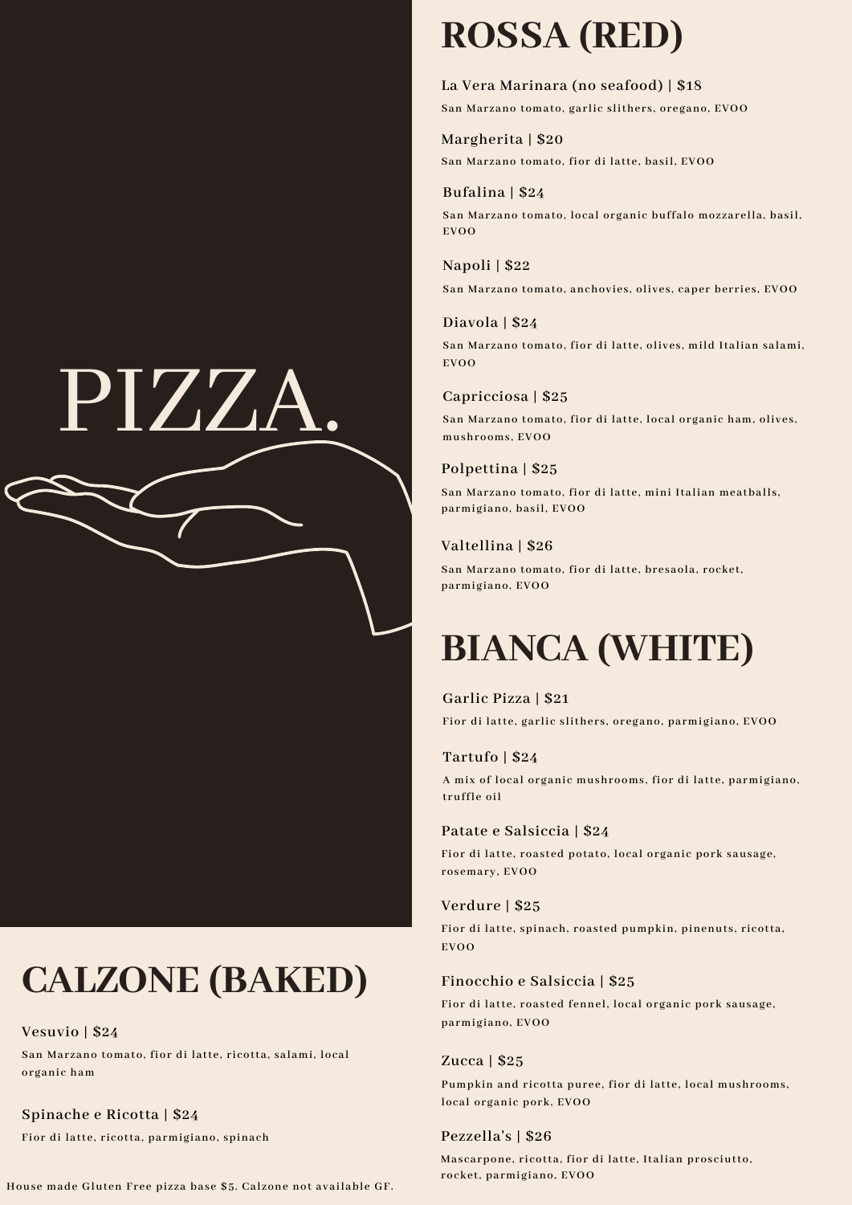# PIZZA.

## ROSSA (RED)

**La Vera Marinara (no seafood) | $18**
San Marzano tomato, garlic slithers, oregano, EVOO

**Margherita | $20**
San Marzano tomato, fior di latte, basil, EVOO

**Bufalina | $24**
San Marzano tomato, local organic buffalo mozzarella, basil, EVOO

**Napoli | $22**
San Marzano tomato, anchovies, olives, caper berries, EVOO

**Diavola | $24**
San Marzano tomato, fior di latte, olives, mild Italian salami, EVOO

**Capricciosa | $25**
San Marzano tomato, fior di latte, local organic ham, olives, mushrooms, EVOO

**Polpettina | $25**
San Marzano tomato, fior di latte, mini Italian meatballs, parmigiano, basil, EVOO

**Valtellina | $26**
San Marzano tomato, fior di latte, bresaola, rocket, parmigiano, EVOO

## BIANCA (WHITE)

**Garlic Pizza | $21**
Fior di latte, garlic slithers, oregano, parmigiano, EVOO

**Tartufo | $24**
A mix of local organic mushrooms, fior di latte, parmigiano, truffle oil

**Patate e Salsiccia | $24**
Fior di latte, roasted potato, local organic pork sausage, rosemary, EVOO

**Verdure | $25**
Fior di latte, spinach, roasted pumpkin, pinenuts, ricotta, EVOO

**Finocchio e Salsiccia | $25**
Fior di latte, roasted fennel, local organic pork sausage, parmigiano, EVOO

**Zucca | $25**
Pumpkin and ricotta puree, fior di latte, local mushrooms, local organic pork, EVOO

**Pezzella's | $26**
Mascarpone, ricotta, fior di latte, Italian prosciutto, rocket, parmigiano, EVOO

## CALZONE (BAKED)

**Vesuvio | $24**
San Marzano tomato, fior di latte, ricotta, salami, local organic ham

**Spinache e Ricotta | $24**
Fior di latte, ricotta, parmigiano, spinach

House made Gluten Free pizza base $5. Calzone not available GF.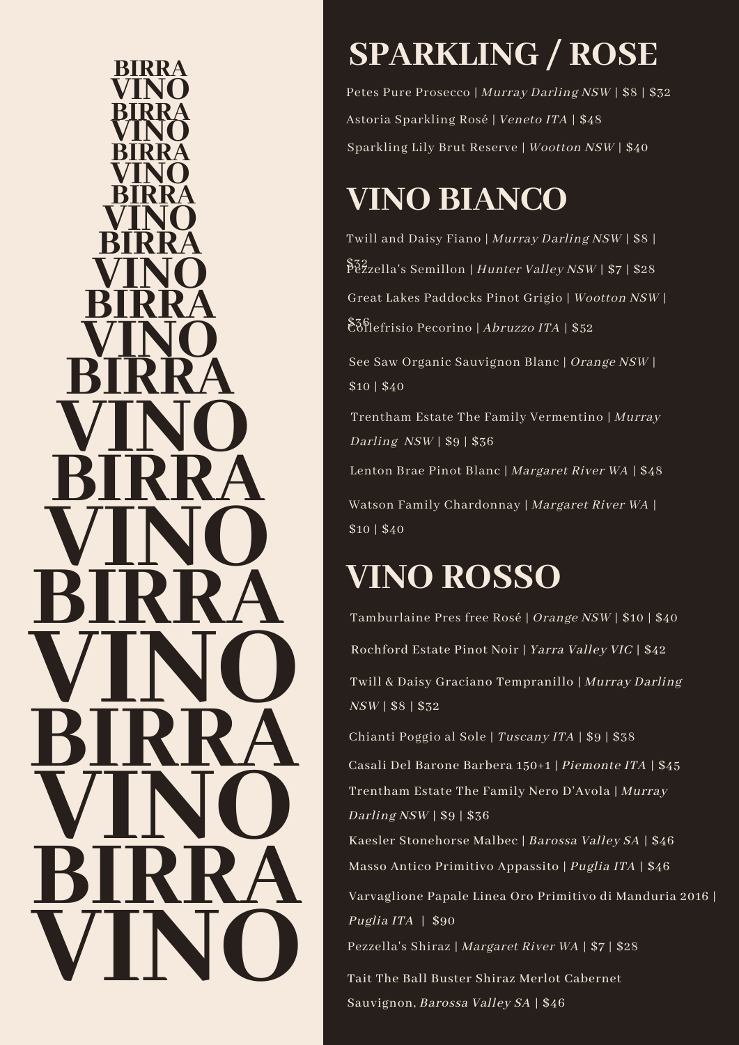BIRRA
VINO
BIRRA
VINO
BIRRA
VINO
BIRRA
VINO
BIRRA
VINO
BIRRA
VINO
BIRRA
VINO
BIRRA
VINO
BIRRA
VINO
BIRRA
VINO
BIRRA
VINO

## SPARKLING / ROSE

Petes Pure Prosecco | *Murray Darling NSW* | $8 | $32

Astoria Sparkling Rosé | *Veneto ITA* | $48

Sparkling Lily Brut Reserve | *Wootton NSW* | $40

## VINO BIANCO

Twill and Daisy Fiano | *Murray Darling NSW* | $8 | $32

Pezzella's Semillon | *Hunter Valley NSW* | $7 | $28

Great Lakes Paddocks Pinot Grigio | *Wootton NSW* | $36

Collefrisio Pecorino | *Abruzzo ITA* | $52

See Saw Organic Sauvignon Blanc | *Orange NSW* | $10 | $40

Trentham Estate The Family Vermentino | *Murray Darling NSW* | $9 | $36

Lenton Brae Pinot Blanc | *Margaret River WA* | $48

Watson Family Chardonnay | *Margaret River WA* | $10 | $40

## VINO ROSSO

Tamburlaine Pres free Rosé | *Orange NSW* | $10 | $40

Rochford Estate Pinot Noir | *Yarra Valley VIC* | $42

Twill & Daisy Graciano Tempranillo | *Murray Darling NSW* | $8 | $32

Chianti Poggio al Sole | *Tuscany ITA* | $9 | $38

Casali Del Barone Barbera 150+1 | *Piemonte ITA* | $45

Trentham Estate The Family Nero D'Avola | *Murray Darling NSW* | $9 | $36

Kaesler Stonehorse Malbec | *Barossa Valley SA* | $46

Masso Antico Primitivo Appassito | *Puglia ITA* | $46

Varvaglione Papale Linea Oro Primitivo di Manduria 2016 | *Puglia ITA* | $90

Pezzella's Shiraz | *Margaret River WA* | $7 | $28

Tait The Ball Buster Shiraz Merlot Cabernet Sauvignon, *Barossa Valley SA* | $46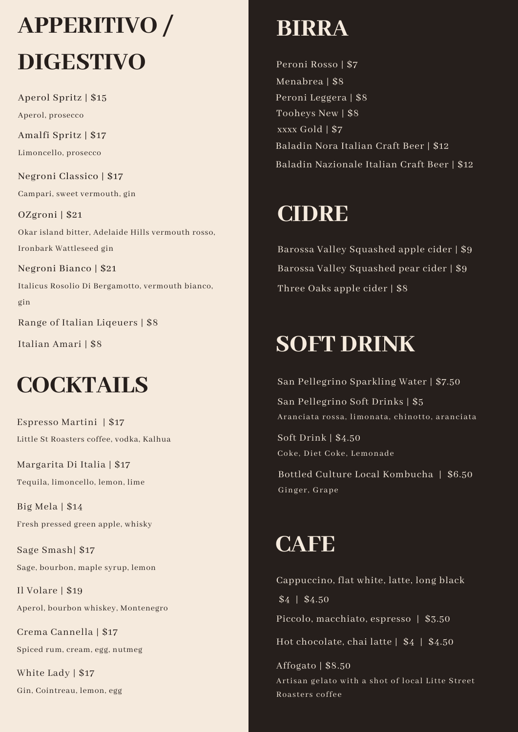# APPERITIVO / DIGESTIVO

Aperol Spritz | $15

Aperol, prosecco

Amalfi Spritz | $17

Limoncello, prosecco

Negroni Classico | $17

Campari, sweet vermouth, gin

OZgroni | $21

Okar island bitter, Adelaide Hills vermouth rosso, Ironbark Wattleseed gin

Negroni Bianco | $21

Italicus Rosolio Di Bergamotto, vermouth bianco, gin

Range of Italian Liqeuers | $8

Italian Amari | $8

# COCKTAILS

Espresso Martini | $17

Little St Roasters coffee, vodka, Kalhua

Margarita Di Italia | $17

Tequila, limoncello, lemon, lime

Big Mela | $14

Fresh pressed green apple, whisky

Sage Smash| $17

Sage, bourbon, maple syrup, lemon

Il Volare | $19

Aperol, bourbon whiskey, Montenegro

Crema Cannella | $17

Spiced rum, cream, egg, nutmeg

White Lady | $17

Gin, Cointreau, lemon, egg

# BIRRA

Peroni Rosso | $7

Menabrea | $8

Peroni Leggera | $8

Tooheys New | $8

xxxx Gold | $7

Baladin Nora Italian Craft Beer | $12

Baladin Nazionale Italian Craft Beer | $12

# CIDRE

Barossa Valley Squashed apple cider | $9

Barossa Valley Squashed pear cider | $9

Three Oaks apple cider | $8

# SOFT DRINK

San Pellegrino Sparkling Water | $7.50

San Pellegrino Soft Drinks | $5

Aranciata rossa, limonata, chinotto, aranciata

Soft Drink | $4.50

Coke, Diet Coke, Lemonade

Bottled Culture Local Kombucha | $6.50

Ginger, Grape

# CAFE

Cappuccino, flat white, latte, long black

$4 | $4.50

Piccolo, macchiato, espresso | $3.50

Hot chocolate, chai latte | $4 | $4.50

Affogato | $8.50

Artisan gelato with a shot of local Litte Street Roasters coffee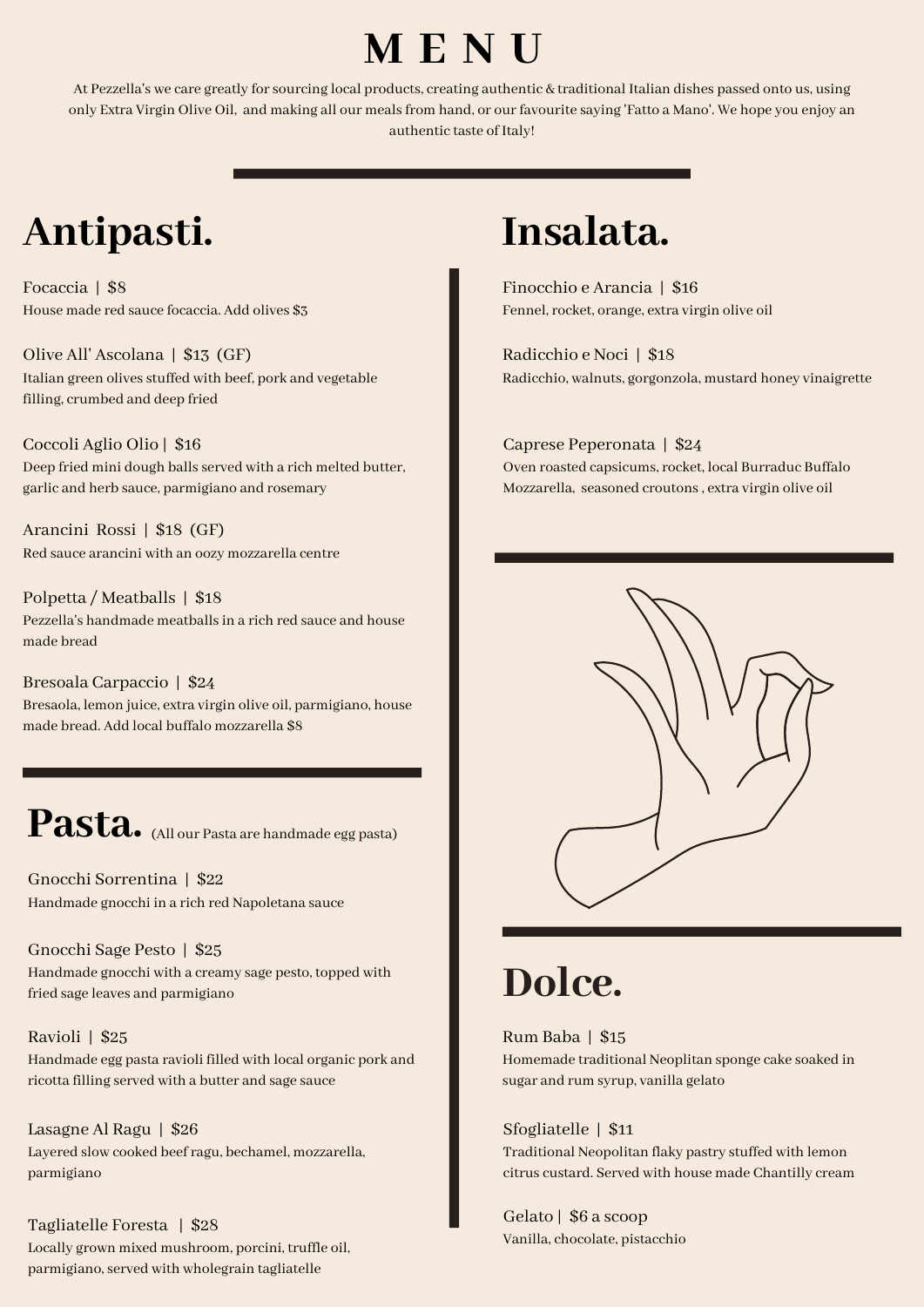# M E N U

At Pezzella's we care greatly for sourcing local products, creating authentic & traditional Italian dishes passed onto us, using only Extra Virgin Olive Oil, and making all our meals from hand, or our favourite saying 'Fatto a Mano'. We hope you enjoy an authentic taste of Italy!

## Antipasti.

Focaccia | $8
House made red sauce focaccia. Add olives $3

Olive All' Ascolana | $13 (GF)
Italian green olives stuffed with beef, pork and vegetable filling, crumbed and deep fried

Coccoli Aglio Olio | $16
Deep fried mini dough balls served with a rich melted butter, garlic and herb sauce, parmigiano and rosemary

Arancini Rossi | $18 (GF)
Red sauce arancini with an oozy mozzarella centre

Polpetta / Meatballs | $18
Pezzella's handmade meatballs in a rich red sauce and house made bread

Bresoala Carpaccio | $24
Bresaola, lemon juice, extra virgin olive oil, parmigiano, house made bread. Add local buffalo mozzarella $8

## Pasta. (All our Pasta are handmade egg pasta)

Gnocchi Sorrentina | $22
Handmade gnocchi in a rich red Napoletana sauce

Gnocchi Sage Pesto | $25
Handmade gnocchi with a creamy sage pesto, topped with fried sage leaves and parmigiano

Ravioli | $25
Handmade egg pasta ravioli filled with local organic pork and ricotta filling served with a butter and sage sauce

Lasagne Al Ragu | $26
Layered slow cooked beef ragu, bechamel, mozzarella, parmigiano

Tagliatelle Foresta | $28
Locally grown mixed mushroom, porcini, truffle oil, parmigiano, served with wholegrain tagliatelle

## Insalata.

Finocchio e Arancia | $16
Fennel, rocket, orange, extra virgin olive oil

Radicchio e Noci | $18
Radicchio, walnuts, gorgonzola, mustard honey vinaigrette

Caprese Peperonata | $24
Oven roasted capsicums, rocket, local Burraduc Buffalo Mozzarella, seasoned croutons , extra virgin olive oil

## Dolce.

Rum Baba | $15
Homemade traditional Neoplitan sponge cake soaked in sugar and rum syrup, vanilla gelato

Sfogliatelle | $11
Traditional Neopolitan flaky pastry stuffed with lemon citrus custard. Served with house made Chantilly cream

Gelato | $6 a scoop
Vanilla, chocolate, pistacchio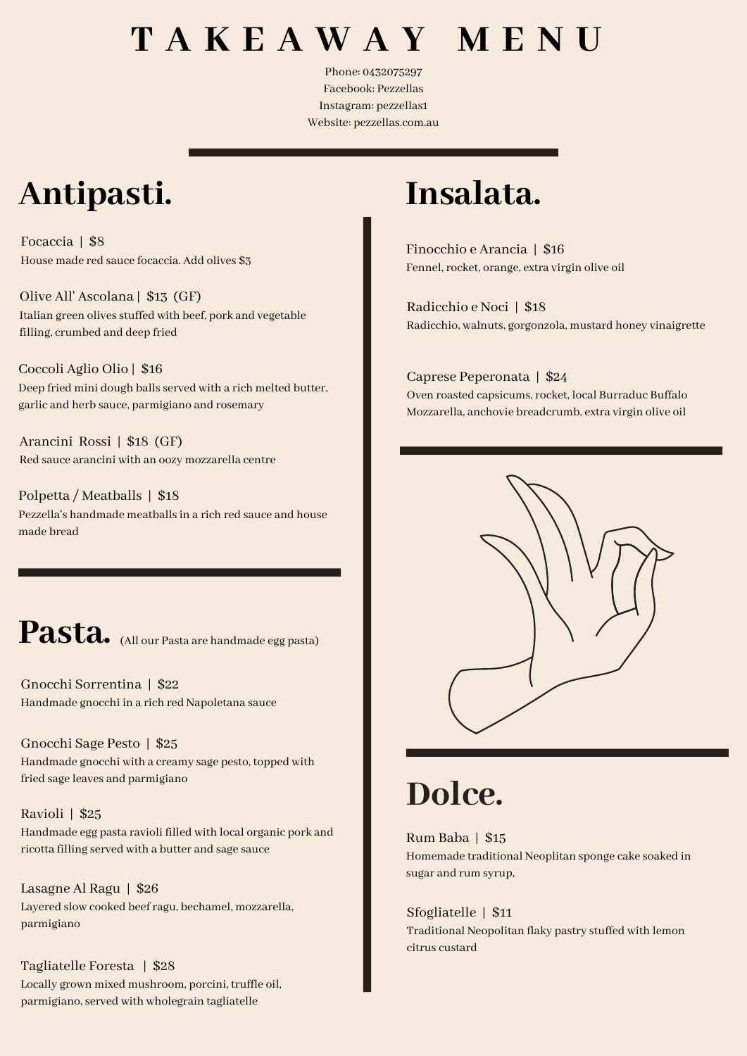# TAKEAWAY MENU

Phone: 0432075297
Facebook: Pezzellas
Instagram: pezzellas1
Website: pezzellas.com.au

## Antipasti.

Focaccia | $8
House made red sauce focaccia. Add olives $3

Olive All' Ascolana | $13 (GF)
Italian green olives stuffed with beef, pork and vegetable filling, crumbed and deep fried

Coccoli Aglio Olio | $16
Deep fried mini dough balls served with a rich melted butter, garlic and herb sauce, parmigiano and rosemary

Arancini Rossi | $18 (GF)
Red sauce arancini with an oozy mozzarella centre

Polpetta / Meatballs | $18
Pezzella's handmade meatballs in a rich red sauce and house made bread

## Pasta. (All our Pasta are handmade egg pasta)

Gnocchi Sorrentina | $22
Handmade gnocchi in a rich red Napoletana sauce

Gnocchi Sage Pesto | $25
Handmade gnocchi with a creamy sage pesto, topped with fried sage leaves and parmigiano

Ravioli | $25
Handmade egg pasta ravioli filled with local organic pork and ricotta filling served with a butter and sage sauce

Lasagne Al Ragu | $26
Layered slow cooked beef ragu, bechamel, mozzarella, parmigiano

Tagliatelle Foresta | $28
Locally grown mixed mushroom, porcini, truffle oil, parmigiano, served with wholegrain tagliatelle

## Insalata.

Finocchio e Arancia | $16
Fennel, rocket, orange, extra virgin olive oil

Radicchio e Noci | $18
Radicchio, walnuts, gorgonzola, mustard honey vinaigrette

Caprese Peperonata | $24
Oven roasted capsicums, rocket, local Burraduc Buffalo Mozzarella, anchovie breadcrumb, extra virgin olive oil

## Dolce.

Rum Baba | $15
Homemade traditional Neoplitan sponge cake soaked in sugar and rum syrup,

Sfogliatelle | $11
Traditional Neopolitan flaky pastry stuffed with lemon citrus custard